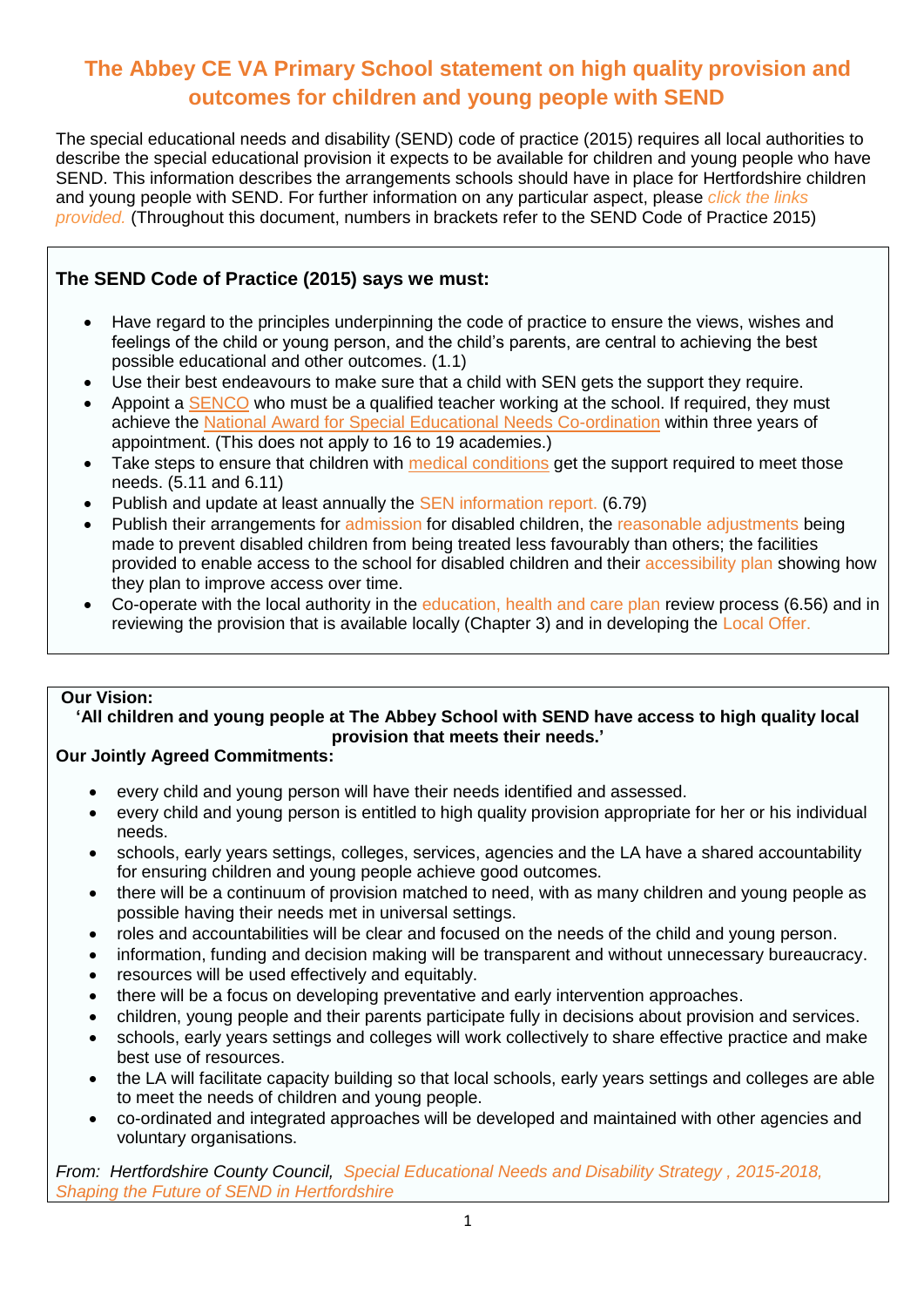# The Abbey CE VA Primary School statement on high quality provision and outcomes for children and young people with SEND

The special educational needs and disability (SEND) code of practice (2015) requires all local authorities to describe the special educational provision it expects to be available for children and young people who have SEND. This information describes the arrangements schools should have in place for Hertfordshire children and young people with SEND. For further information on any particular aspect, please *click the links provided.* (Throughout this document, numbers in brackets refer to the SEND Code of Practice 2015)

## The SEND Code of Practice (2015) says we must:

- Have regard to the principles underpinning the code of practice to ensure the views, wishes and feelings of the child or young person, and the child's parents, are central to achieving the best possible educational and other outcomes. (1.1)
- Use their best endeavours to make sure that a child with SEN gets the support they require.
- Appoint a SENCO who must be a qualified teacher working at the school. If required, they must achieve the National Award for Special Educational Needs Co-ordination within three years of appointment. (This does not apply to 16 to 19 academies.)
- Take steps to ensure that children with medical conditions get the support required to meet those needs. (5.11 and 6.11)
- Publish and update at least annually the SEN information report. (6.79)
- Publish their arrangements for admission for disabled children, the reasonable adjustments being made to prevent disabled children from being treated less favourably than others; the facilities provided to enable access to the school for disabled children and their accessibility plan showing how they plan to improve access over time.
- Co-operate with the local authority in the education, health and care plan review process (6.56) and in reviewing the provision that is available locally (Chapter 3) and in developing the Local Offer.

**Our Vision:**

**'All children and young people at The Abbey School with SEND have access to high quality local provision that meets their needs.'**

**Our Jointly Agreed Commitments:**

- every child and young person will have their needs identified and assessed.
- every child and young person is entitled to high quality provision appropriate for her or his individual needs.
- schools, early years settings, colleges, services, agencies and the LA have a shared accountability for ensuring children and young people achieve good outcomes.
- there will be a continuum of provision matched to need, with as many children and young people as possible having their needs met in universal settings.
- roles and accountabilities will be clear and focused on the needs of the child and young person.
- information, funding and decision making will be transparent and without unnecessary bureaucracy.
- resources will be used effectively and equitably.
- there will be a focus on developing preventative and early intervention approaches.
- children, young people and their parents participate fully in decisions about provision and services.
- schools, early years settings and colleges will work collectively to share effective practice and make best use of resources.
- the LA will facilitate capacity building so that local schools, early years settings and colleges are able to meet the needs of children and young people.
- co-ordinated and integrated approaches will be developed and maintained with other agencies and voluntary organisations.

*From: Hertfordshire County Council, Special Educational Needs and Disability Strategy , 2015-2018, Shaping the Future of SEND in Hertfordshire*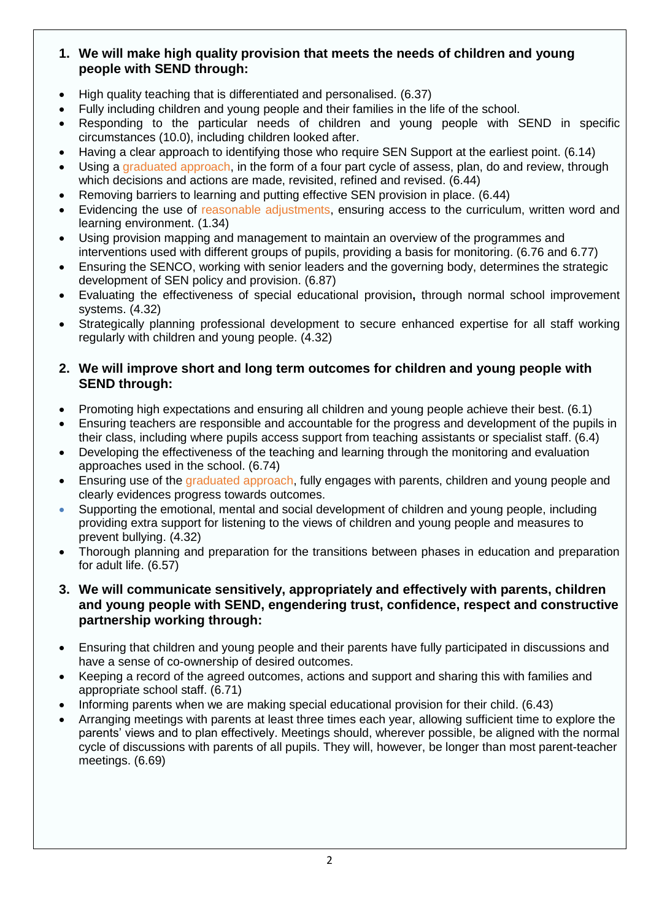1. **We will make high quality provision that meets the needs of children and young people with SEND through:**

- High quality teaching that is differentiated and personalised. (6.37)
- Fully including children and young people and their families in the life of the school.
- Responding to the particular needs of children and young people with SEND in specific circumstances (10.0), including children looked after.
- Having a clear approach to identifying those who require SEN Support at the earliest point. (6.14)
- Using a graduated approach, in the form of a four part cycle of assess, plan, do and review, through which decisions and actions are made, revisited, refined and revised. (6.44)
- Removing barriers to learning and putting effective SEN provision in place. (6.44)
- Evidencing the use of reasonable adjustments, ensuring access to the curriculum, written word and learning environment. (1.34)
- Using provision mapping and management to maintain an overview of the programmes and interventions used with different groups of pupils, providing a basis for monitoring. (6.76 and 6.77)
- Ensuring the SENCO, working with senior leaders and the governing body, determines the strategic development of SEN policy and provision. (6.87)
- Evaluating the effectiveness of special educational provision**,** through normal school improvement systems. (4.32)
- Strategically planning professional development to secure enhanced expertise for all staff working regularly with children and young people. (4.32)

2. **We will improve short and long term outcomes for children and young people with SEND through:**

- Promoting high expectations and ensuring all children and young people achieve their best. (6.1)
- Ensuring teachers are responsible and accountable for the progress and development of the pupils in their class, including where pupils access support from teaching assistants or specialist staff. (6.4)
- Developing the effectiveness of the teaching and learning through the monitoring and evaluation approaches used in the school. (6.74)
- Ensuring use of the graduated approach, fully engages with parents, children and young people and clearly evidences progress towards outcomes.
- Supporting the emotional, mental and social development of children and young people, including providing extra support for listening to the views of children and young people and measures to prevent bullying. (4.32)
- Thorough planning and preparation for the transitions between phases in education and preparation for adult life. (6.57)

3. **We will communicate sensitively, appropriately and effectively with parents, children and young people with SEND, engendering trust, confidence, respect and constructive partnership working through:**

- Ensuring that children and young people and their parents have fully participated in discussions and have a sense of co-ownership of desired outcomes.
- Keeping a record of the agreed outcomes, actions and support and sharing this with families and appropriate school staff. (6.71)
- Informing parents when we are making special educational provision for their child. (6.43)
- Arranging meetings with parents at least three times each year, allowing sufficient time to explore the parents' views and to plan effectively. Meetings should, wherever possible, be aligned with the normal cycle of discussions with parents of all pupils. They will, however, be longer than most parent-teacher meetings. (6.69)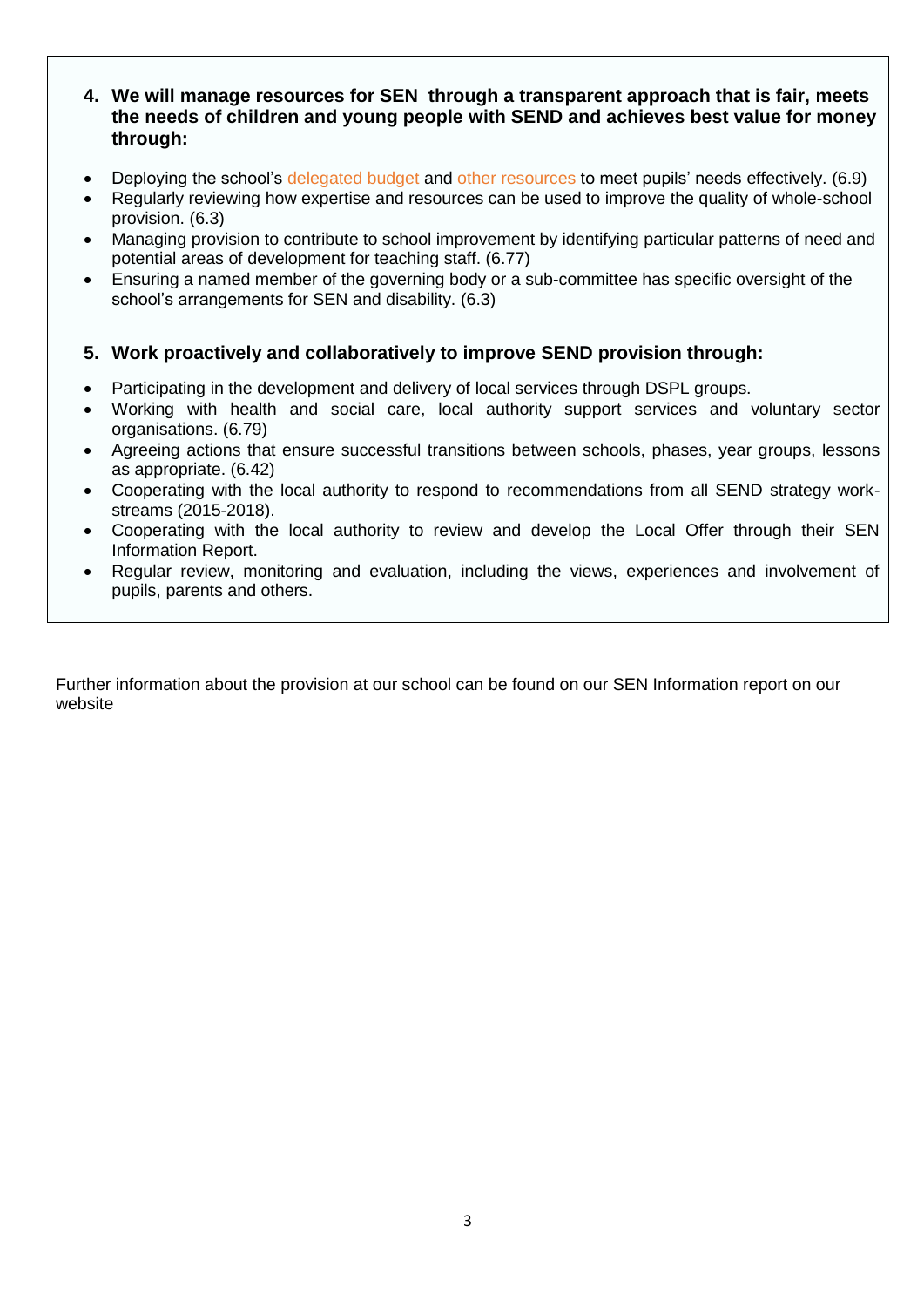**4. We will manage resources for SEN through a transparent approach that is fair, meets the needs of children and young people with SEND and achieves best value for money through:**

- Deploying the school's delegated budget and other resources to meet pupils' needs effectively. (6.9)
- Regularly reviewing how expertise and resources can be used to improve the quality of whole-school provision. (6.3)
- Managing provision to contribute to school improvement by identifying particular patterns of need and potential areas of development for teaching staff. (6.77)
- Ensuring a named member of the governing body or a sub-committee has specific oversight of the school's arrangements for SEN and disability. (6.3)

**5. Work proactively and collaboratively to improve SEND provision through:**

- Participating in the development and delivery of local services through DSPL groups.
- Working with health and social care, local authority support services and voluntary sector organisations. (6.79)
- Agreeing actions that ensure successful transitions between schools, phases, year groups, lessons as appropriate. (6.42)
- Cooperating with the local authority to respond to recommendations from all SEND strategy work-streams (2015-2018).
- Cooperating with the local authority to review and develop the Local Offer through their SEN Information Report.
- Regular review, monitoring and evaluation, including the views, experiences and involvement of pupils, parents and others.

Further information about the provision at our school can be found on our SEN Information report on our website